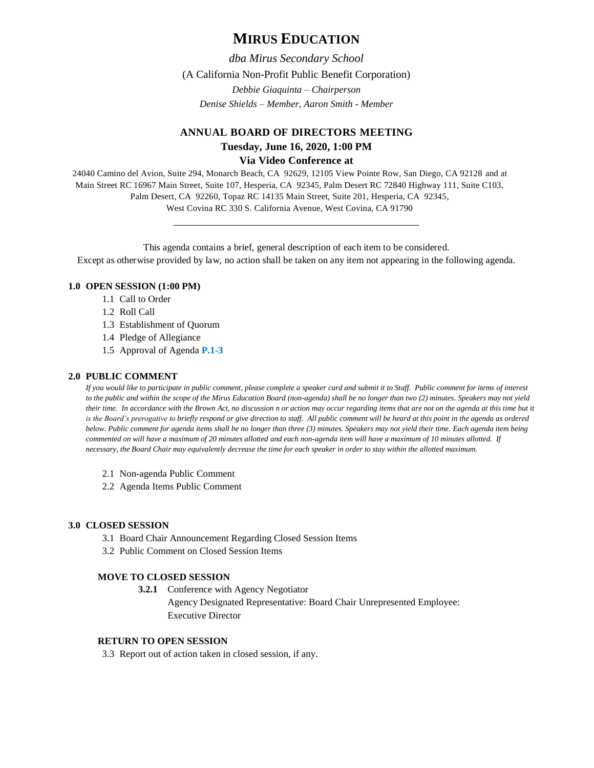# MIRUS EDUCATION

*dba Mirus Secondary School*

(A California Non-Profit Public Benefit Corporation)

*Debbie Giaquinta – Chairperson*

*Denise Shields – Member, Aaron Smith - Member*

## ANNUAL BOARD OF DIRECTORS MEETING

**Tuesday, June 16, 2020, 1:00 PM**

**Via Video Conference at**

24040 Camino del Avion, Suite 294, Monarch Beach, CA 92629, 12105 View Pointe Row, San Diego, CA 92128 and at Main Street RC 16967 Main Street, Suite 107, Hesperia, CA 92345, Palm Desert RC 72840 Highway 111, Suite C103, Palm Desert, CA 92260, Topaz RC 14135 Main Street, Suite 201, Hesperia, CA 92345, West Covina RC 330 S. California Avenue, West Covina, CA 91790

---

This agenda contains a brief, general description of each item to be considered. Except as otherwise provided by law, no action shall be taken on any item not appearing in the following agenda.

### 1.0 OPEN SESSION (1:00 PM)

- 1.1 Call to Order
- 1.2 Roll Call
- 1.3 Establishment of Quorum
- 1.4 Pledge of Allegiance
- 1.5 Approval of Agenda **P.1-3**

### 2.0 PUBLIC COMMENT

*If you would like to participate in public comment, please complete a speaker card and submit it to Staff. Public comment for items of interest to the public and within the scope of the Mirus Education Board (non-agenda) shall be no longer than two (2) minutes. Speakers may not yield their time. In accordance with the Brown Act, no discussion n or action may occur regarding items that are not on the agenda at this time but it is the Board's prerogative to briefly respond or give direction to staff. All public comment will be heard at this point in the agenda as ordered below. Public comment for agenda items shall be no longer than three (3) minutes. Speakers may not yield their time. Each agenda item being commented on will have a maximum of 20 minutes allotted and each non-agenda item will have a maximum of 10 minutes allotted. If necessary, the Board Chair may equivalently decrease the time for each speaker in order to stay within the allotted maximum.*

- 2.1 Non-agenda Public Comment
- 2.2 Agenda Items Public Comment

### 3.0 CLOSED SESSION

- 3.1 Board Chair Announcement Regarding Closed Session Items
- 3.2 Public Comment on Closed Session Items

#### MOVE TO CLOSED SESSION

**3.2.1** Conference with Agency Negotiator
Agency Designated Representative: Board Chair Unrepresented Employee: Executive Director

#### RETURN TO OPEN SESSION

3.3 Report out of action taken in closed session, if any.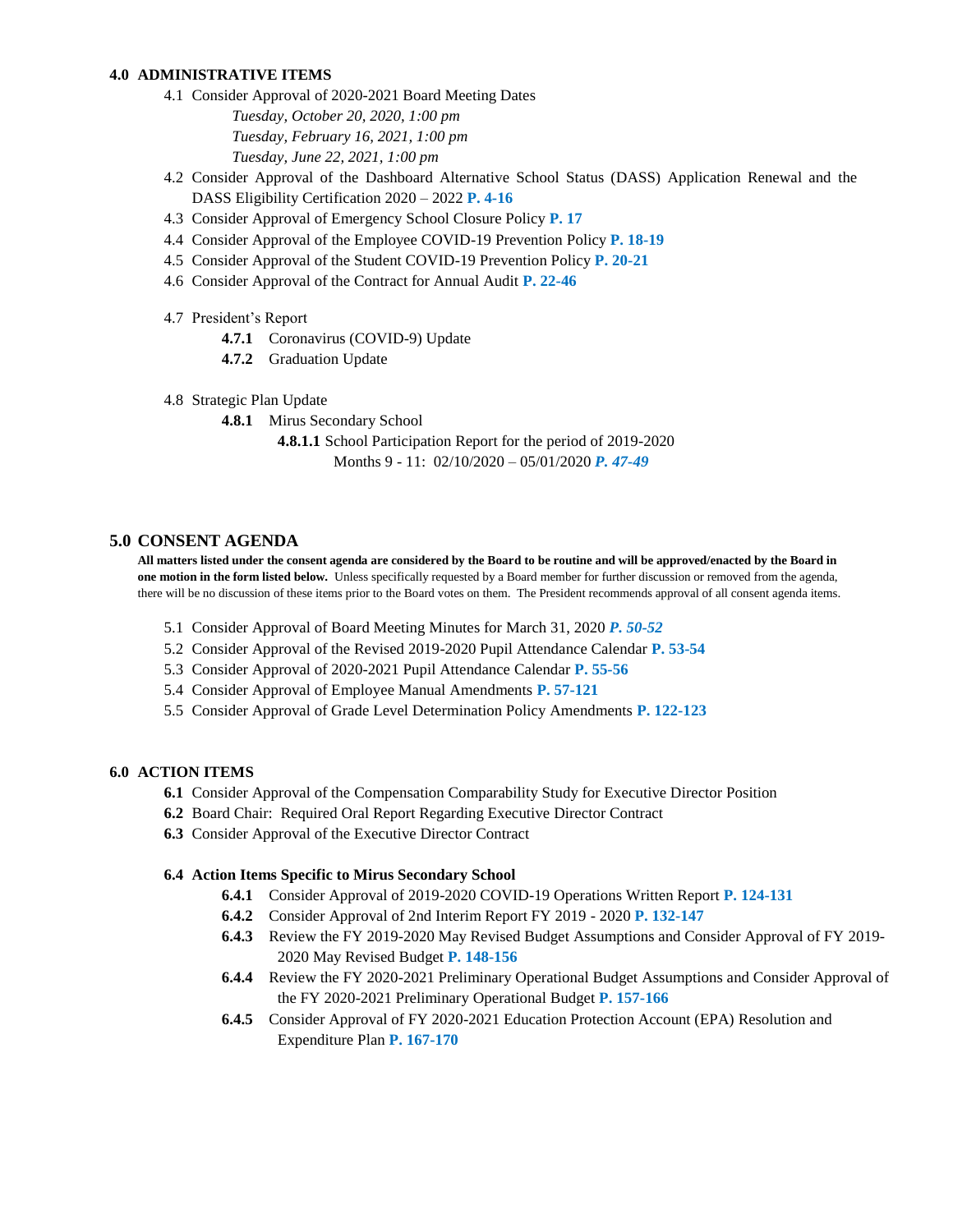## 4.0 ADMINISTRATIVE ITEMS

- 4.1 Consider Approval of 2020-2021 Board Meeting Dates
  - *Tuesday, October 20, 2020, 1:00 pm*
  - *Tuesday, February 16, 2021, 1:00 pm*
  - *Tuesday, June 22, 2021, 1:00 pm*
- 4.2 Consider Approval of the Dashboard Alternative School Status (DASS) Application Renewal and the DASS Eligibility Certification 2020 – 2022 **P. 4-16**
- 4.3 Consider Approval of Emergency School Closure Policy **P. 17**
- 4.4 Consider Approval of the Employee COVID-19 Prevention Policy **P. 18-19**
- 4.5 Consider Approval of the Student COVID-19 Prevention Policy **P. 20-21**
- 4.6 Consider Approval of the Contract for Annual Audit **P. 22-46**
- 4.7 President's Report
  - **4.7.1** Coronavirus (COVID-9) Update
  - **4.7.2** Graduation Update
- 4.8 Strategic Plan Update
  - **4.8.1** Mirus Secondary School
    - **4.8.1.1** School Participation Report for the period of 2019-2020
      Months 9 - 11: 02/10/2020 – 05/01/2020 ***P. 47-49***

## 5.0 CONSENT AGENDA

**All matters listed under the consent agenda are considered by the Board to be routine and will be approved/enacted by the Board in one motion in the form listed below.** Unless specifically requested by a Board member for further discussion or removed from the agenda, there will be no discussion of these items prior to the Board votes on them. The President recommends approval of all consent agenda items.

- 5.1 Consider Approval of Board Meeting Minutes for March 31, 2020 ***P. 50-52***
- 5.2 Consider Approval of the Revised 2019-2020 Pupil Attendance Calendar **P. 53-54**
- 5.3 Consider Approval of 2020-2021 Pupil Attendance Calendar **P. 55-56**
- 5.4 Consider Approval of Employee Manual Amendments **P. 57-121**
- 5.5 Consider Approval of Grade Level Determination Policy Amendments **P. 122-123**

## 6.0 ACTION ITEMS

- **6.1** Consider Approval of the Compensation Comparability Study for Executive Director Position
- **6.2** Board Chair: Required Oral Report Regarding Executive Director Contract
- **6.3** Consider Approval of the Executive Director Contract

### 6.4 Action Items Specific to Mirus Secondary School

- **6.4.1** Consider Approval of 2019-2020 COVID-19 Operations Written Report **P. 124-131**
- **6.4.2** Consider Approval of 2nd Interim Report FY 2019 - 2020 **P. 132-147**
- **6.4.3** Review the FY 2019-2020 May Revised Budget Assumptions and Consider Approval of FY 2019-2020 May Revised Budget **P. 148-156**
- **6.4.4** Review the FY 2020-2021 Preliminary Operational Budget Assumptions and Consider Approval of the FY 2020-2021 Preliminary Operational Budget **P. 157-166**
- **6.4.5** Consider Approval of FY 2020-2021 Education Protection Account (EPA) Resolution and Expenditure Plan **P. 167-170**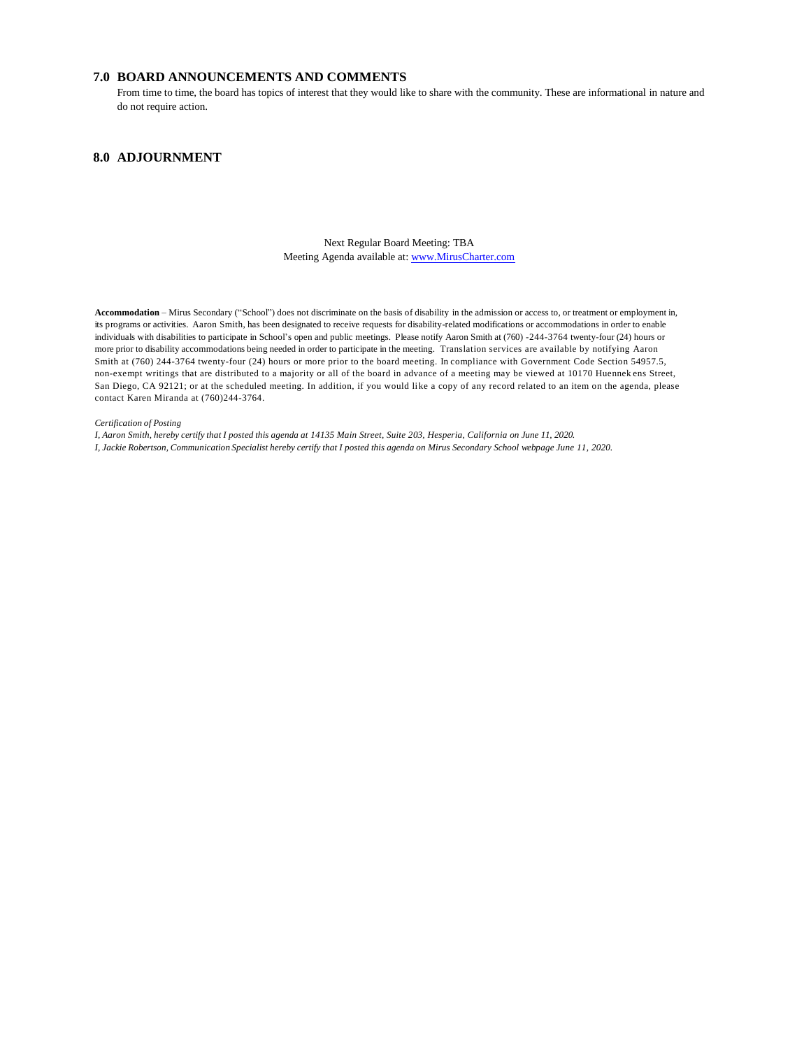## 7.0 BOARD ANNOUNCEMENTS AND COMMENTS

From time to time, the board has topics of interest that they would like to share with the community. These are informational in nature and do not require action.

## 8.0 ADJOURNMENT

Next Regular Board Meeting: TBA
Meeting Agenda available at: [www.MirusCharter.com](http://www.MirusCharter.com)

**Accommodation** – Mirus Secondary ("School") does not discriminate on the basis of disability in the admission or access to, or treatment or employment in, its programs or activities. Aaron Smith, has been designated to receive requests for disability-related modifications or accommodations in order to enable individuals with disabilities to participate in School's open and public meetings. Please notify Aaron Smith at (760) -244-3764 twenty-four (24) hours or more prior to disability accommodations being needed in order to participate in the meeting. Translation services are available by notifying Aaron Smith at (760) 244-3764 twenty-four (24) hours or more prior to the board meeting. In compliance with Government Code Section 54957.5, non-exempt writings that are distributed to a majority or all of the board in advance of a meeting may be viewed at 10170 Huennek ens Street, San Diego, CA 92121; or at the scheduled meeting. In addition, if you would like a copy of any record related to an item on the agenda, please contact Karen Miranda at (760)244-3764.

*Certification of Posting*

*I, Aaron Smith, hereby certify that I posted this agenda at 14135 Main Street, Suite 203, Hesperia, California on June 11, 2020.*

*I, Jackie Robertson, Communication Specialist hereby certify that I posted this agenda on Mirus Secondary School webpage June 11, 2020.*